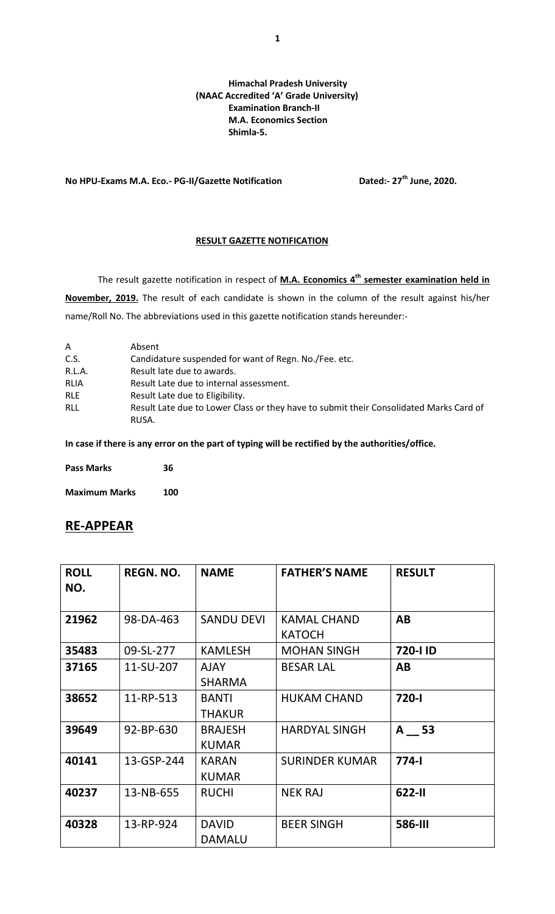**Himachal Pradesh University**
**(NAAC Accredited 'A' Grade University)**
**Examination Branch-II**
**M.A. Economics Section**
**Shimla-5.**

**No HPU-Exams M.A. Eco.- PG-II/Gazette Notification** **Dated:- 27th June, 2020.**

**RESULT GAZETTE NOTIFICATION**

The result gazette notification in respect of **M.A. Economics 4th semester examination held in November, 2019.** The result of each candidate is shown in the column of the result against his/her name/Roll No. The abbreviations used in this gazette notification stands hereunder:-

| | |
|---|---|
| A | Absent |
| C.S. | Candidature suspended for want of Regn. No./Fee. etc. |
| R.L.A. | Result late due to awards. |
| RLIA | Result Late due to internal assessment. |
| RLE | Result Late due to Eligibility. |
| RLL | Result Late due to Lower Class or they have to submit their Consolidated Marks Card of RUSA. |

**In case if there is any error on the part of typing will be rectified by the authorities/office.**

**Pass Marks** **36**

**Maximum Marks** **100**

## RE-APPEAR

| ROLL NO. | REGN. NO. | NAME | FATHER'S NAME | RESULT |
|---|---|---|---|---|
| 21962 | 98-DA-463 | SANDU DEVI | KAMAL CHAND KATOCH | AB |
| 35483 | 09-SL-277 | KAMLESH | MOHAN SINGH | 720-I ID |
| 37165 | 11-SU-207 | AJAY SHARMA | BESAR LAL | AB |
| 38652 | 11-RP-513 | BANTI THAKUR | HUKAM CHAND | 720-I |
| 39649 | 92-BP-630 | BRAJESH KUMAR | HARDYAL SINGH | A __ 53 |
| 40141 | 13-GSP-244 | KARAN KUMAR | SURINDER KUMAR | 774-I |
| 40237 | 13-NB-655 | RUCHI | NEK RAJ | 622-II |
| 40328 | 13-RP-924 | DAVID DAMALU | BEER SINGH | 586-III |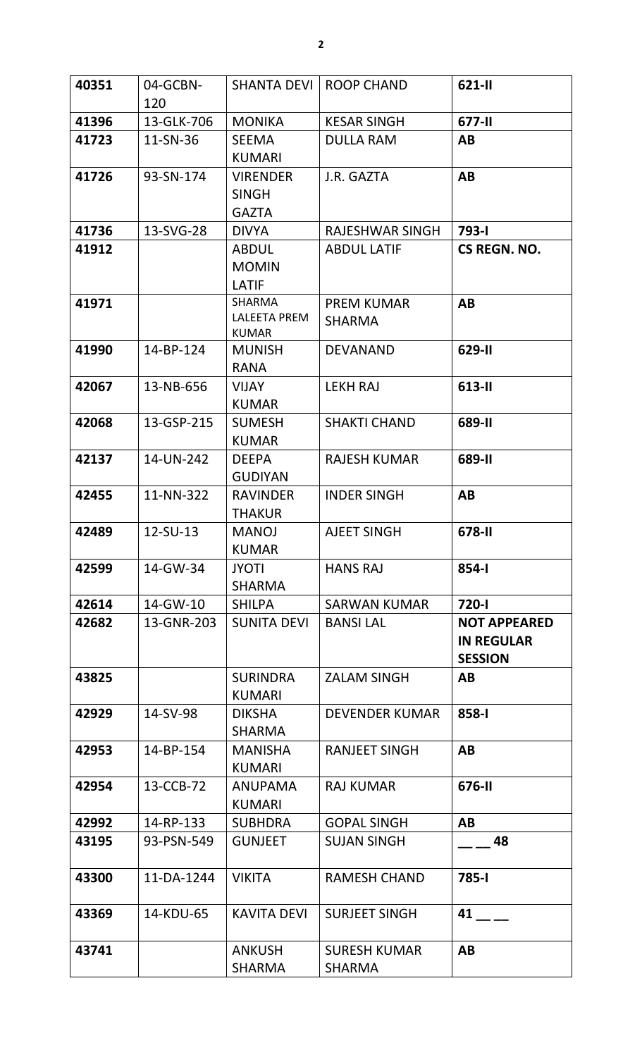| 40351 | 04-GCBN-120 | SHANTA DEVI | ROOP CHAND | **621-II** |
|---|---|---|---|---|
| **41396** | 13-GLK-706 | MONIKA | KESAR SINGH | **677-II** |
| **41723** | 11-SN-36 | SEEMA KUMARI | DULLA RAM | **AB** |
| **41726** | 93-SN-174 | VIRENDER SINGH GAZTA | J.R. GAZTA | **AB** |
| **41736** | 13-SVG-28 | DIVYA | RAJESHWAR SINGH | **793-I** |
| **41912** | | ABDUL MOMIN LATIF | ABDUL LATIF | **CS REGN. NO.** |
| **41971** | | SHARMA LALEETA PREM KUMAR | PREM KUMAR SHARMA | **AB** |
| **41990** | 14-BP-124 | MUNISH RANA | DEVANAND | **629-II** |
| **42067** | 13-NB-656 | VIJAY KUMAR | LEKH RAJ | **613-II** |
| **42068** | 13-GSP-215 | SUMESH KUMAR | SHAKTI CHAND | **689-II** |
| **42137** | 14-UN-242 | DEEPA GUDIYAN | RAJESH KUMAR | **689-II** |
| **42455** | 11-NN-322 | RAVINDER THAKUR | INDER SINGH | **AB** |
| **42489** | 12-SU-13 | MANOJ KUMAR | AJEET SINGH | **678-II** |
| **42599** | 14-GW-34 | JYOTI SHARMA | HANS RAJ | **854-I** |
| **42614** | 14-GW-10 | SHILPA | SARWAN KUMAR | **720-I** |
| **42682** | 13-GNR-203 | SUNITA DEVI | BANSI LAL | **NOT APPEARED IN REGULAR SESSION** |
| **43825** | | SURINDRA KUMARI | ZALAM SINGH | **AB** |
| **42929** | 14-SV-98 | DIKSHA SHARMA | DEVENDER KUMAR | **858-I** |
| **42953** | 14-BP-154 | MANISHA KUMARI | RANJEET SINGH | **AB** |
| **42954** | 13-CCB-72 | ANUPAMA KUMARI | RAJ KUMAR | **676-II** |
| **42992** | 14-RP-133 | SUBHDRA | GOPAL SINGH | **AB** |
| **43195** | 93-PSN-549 | GUNJEET | SUJAN SINGH | **__ __ 48** |
| **43300** | 11-DA-1244 | VIKITA | RAMESH CHAND | **785-I** |
| **43369** | 14-KDU-65 | KAVITA DEVI | SURJEET SINGH | **41 __ __** |
| **43741** | | ANKUSH SHARMA | SURESH KUMAR SHARMA | **AB** |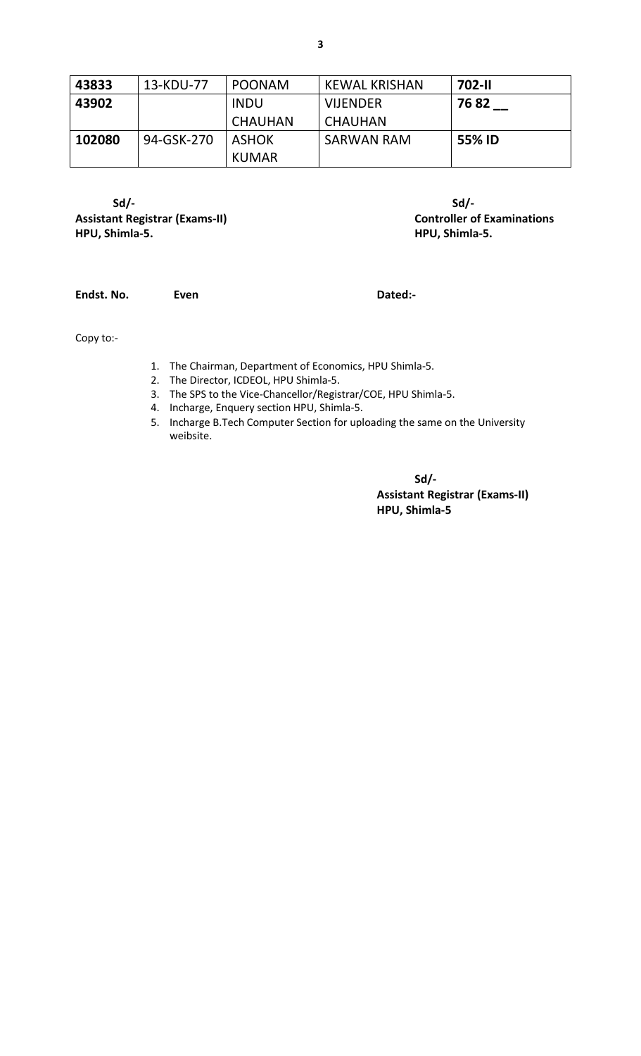| | | | | |
|---|---|---|---|---|
| **43833** | 13-KDU-77 | POONAM | KEWAL KRISHAN | **702-II** |
| **43902** | | INDU CHAUHAN | VIJENDER CHAUHAN | **76 82 __** |
| **102080** | 94-GSK-270 | ASHOK KUMAR | SARWAN RAM | **55% ID** |

**Sd/-**
**Assistant Registrar (Exams-II)**
**HPU, Shimla-5.**

**Sd/-**
**Controller of Examinations**
**HPU, Shimla-5.**

**Endst. No.** **Even** **Dated:-**

Copy to:-

1. The Chairman, Department of Economics, HPU Shimla-5.
2. The Director, ICDEOL, HPU Shimla-5.
3. The SPS to the Vice-Chancellor/Registrar/COE, HPU Shimla-5.
4. Incharge, Enquery section HPU, Shimla-5.
5. Incharge B.Tech Computer Section for uploading the same on the University weibsite.

**Sd/-**
**Assistant Registrar (Exams-II)**
**HPU, Shimla-5**